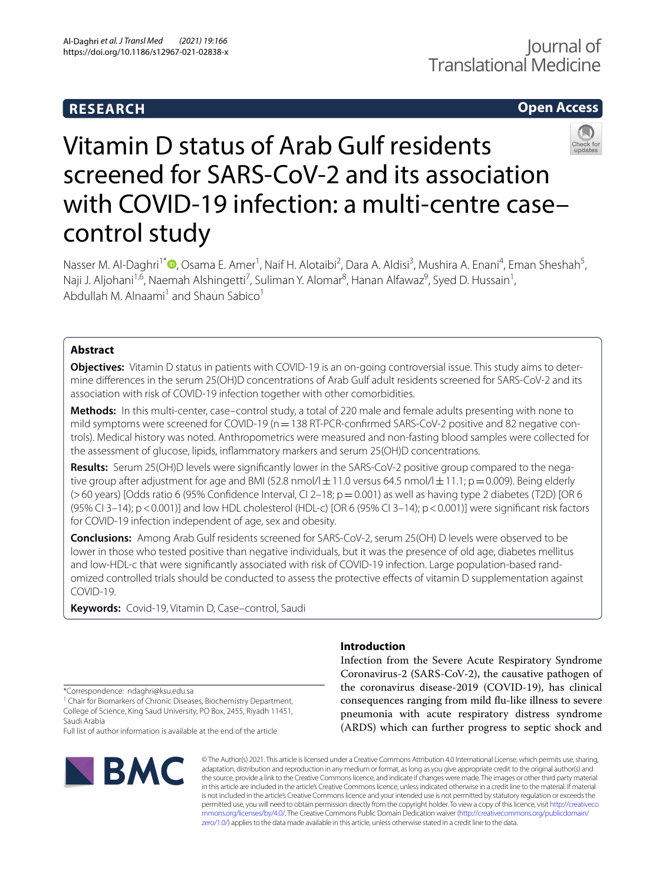RESEARCH

Open Access

# Vitamin D status of Arab Gulf residents screened for SARS-CoV-2 and its association with COVID-19 infection: a multi-centre case–control study

Nasser M. Al-Daghri[1*], Osama E. Amer[1], Naif H. Alotaibi[2], Dara A. Aldisi[3], Mushira A. Enani[4], Eman Sheshah[5], Naji J. Aljohani[1,6], Naemah Alshingetti[7], Suliman Y. Alomar[8], Hanan Alfawaz[9], Syed D. Hussain[1], Abdullah M. Alnaami[1] and Shaun Sabico[1]

## Abstract

**Objectives:** Vitamin D status in patients with COVID-19 is an on-going controversial issue. This study aims to determine differences in the serum 25(OH)D concentrations of Arab Gulf adult residents screened for SARS-CoV-2 and its association with risk of COVID-19 infection together with other comorbidities.

**Methods:** In this multi-center, case–control study, a total of 220 male and female adults presenting with none to mild symptoms were screened for COVID-19 (n = 138 RT-PCR-confirmed SARS-CoV-2 positive and 82 negative controls). Medical history was noted. Anthropometrics were measured and non-fasting blood samples were collected for the assessment of glucose, lipids, inflammatory markers and serum 25(OH)D concentrations.

**Results:** Serum 25(OH)D levels were significantly lower in the SARS-CoV-2 positive group compared to the negative group after adjustment for age and BMI (52.8 nmol/l ± 11.0 versus 64.5 nmol/l ± 11.1; p = 0.009). Being elderly (> 60 years) [Odds ratio 6 (95% Confidence Interval, CI 2–18; p = 0.001) as well as having type 2 diabetes (T2D) [OR 6 (95% CI 3–14); p < 0.001)] and low HDL cholesterol (HDL-c) [OR 6 (95% CI 3–14); p < 0.001)] were significant risk factors for COVID-19 infection independent of age, sex and obesity.

**Conclusions:** Among Arab Gulf residents screened for SARS-CoV-2, serum 25(OH) D levels were observed to be lower in those who tested positive than negative individuals, but it was the presence of old age, diabetes mellitus and low-HDL-c that were significantly associated with risk of COVID-19 infection. Large population-based randomized controlled trials should be conducted to assess the protective effects of vitamin D supplementation against COVID-19.

**Keywords:** Covid-19, Vitamin D, Case–control, Saudi

## Introduction

Infection from the Severe Acute Respiratory Syndrome Coronavirus-2 (SARS-CoV-2), the causative pathogen of the coronavirus disease-2019 (COVID-19), has clinical consequences ranging from mild flu-like illness to severe pneumonia with acute respiratory distress syndrome (ARDS) which can further progress to septic shock and

*Correspondence: ndaghri@ksu.edu.sa
[1] Chair for Biomarkers of Chronic Diseases, Biochemistry Department, College of Science, King Saud University, PO Box, 2455, Riyadh 11451, Saudi Arabia
Full list of author information is available at the end of the article

© The Author(s) 2021. This article is licensed under a Creative Commons Attribution 4.0 International License, which permits use, sharing, adaptation, distribution and reproduction in any medium or format, as long as you give appropriate credit to the original author(s) and the source, provide a link to the Creative Commons licence, and indicate if changes were made. The images or other third party material in this article are included in the article's Creative Commons licence, unless indicated otherwise in a credit line to the material. If material is not included in the article's Creative Commons licence and your intended use is not permitted by statutory regulation or exceeds the permitted use, you will need to obtain permission directly from the copyright holder. To view a copy of this licence, visit http://creativecommons.org/licenses/by/4.0/. The Creative Commons Public Domain Dedication waiver (http://creativecommons.org/publicdomain/zero/1.0/) applies to the data made available in this article, unless otherwise stated in a credit line to the data.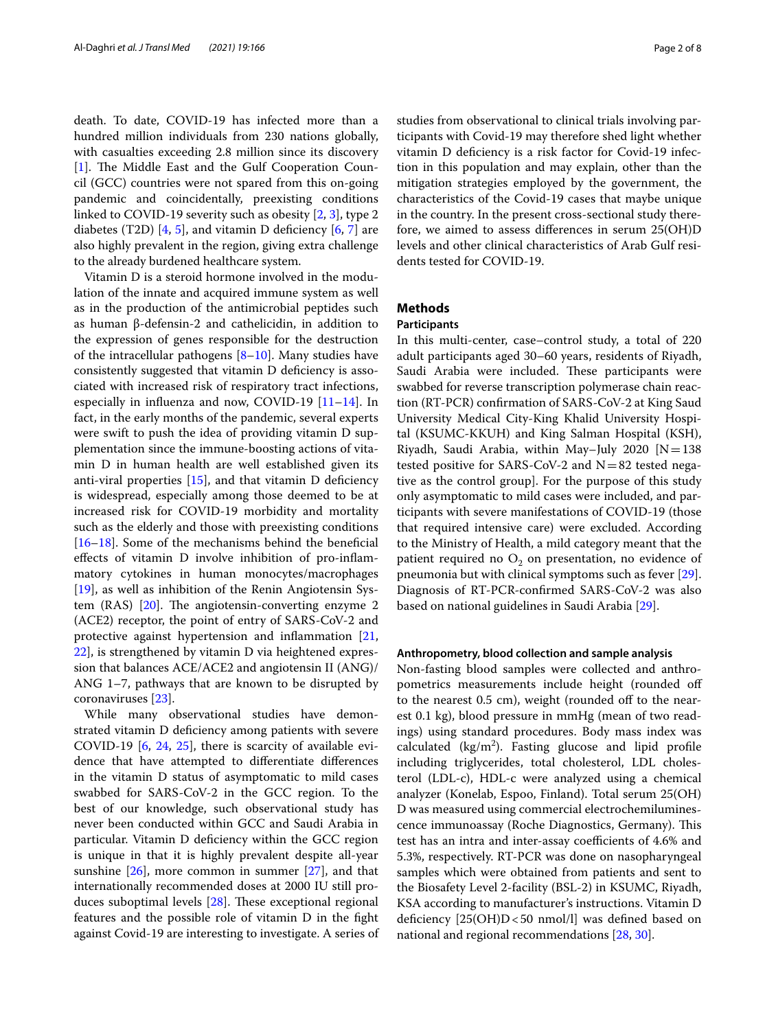death. To date, COVID-19 has infected more than a hundred million individuals from 230 nations globally, with casualties exceeding 2.8 million since its discovery [1]. The Middle East and the Gulf Cooperation Council (GCC) countries were not spared from this on-going pandemic and coincidentally, preexisting conditions linked to COVID-19 severity such as obesity [2, 3], type 2 diabetes (T2D) [4, 5], and vitamin D deficiency [6, 7] are also highly prevalent in the region, giving extra challenge to the already burdened healthcare system.

Vitamin D is a steroid hormone involved in the modulation of the innate and acquired immune system as well as in the production of the antimicrobial peptides such as human β-defensin-2 and cathelicidin, in addition to the expression of genes responsible for the destruction of the intracellular pathogens [8–10]. Many studies have consistently suggested that vitamin D deficiency is associated with increased risk of respiratory tract infections, especially in influenza and now, COVID-19 [11–14]. In fact, in the early months of the pandemic, several experts were swift to push the idea of providing vitamin D supplementation since the immune-boosting actions of vitamin D in human health are well established given its anti-viral properties [15], and that vitamin D deficiency is widespread, especially among those deemed to be at increased risk for COVID-19 morbidity and mortality such as the elderly and those with preexisting conditions [16–18]. Some of the mechanisms behind the beneficial effects of vitamin D involve inhibition of pro-inflammatory cytokines in human monocytes/macrophages [19], as well as inhibition of the Renin Angiotensin System (RAS) [20]. The angiotensin-converting enzyme 2 (ACE2) receptor, the point of entry of SARS-CoV-2 and protective against hypertension and inflammation [21, 22], is strengthened by vitamin D via heightened expression that balances ACE/ACE2 and angiotensin II (ANG)/ANG 1–7, pathways that are known to be disrupted by coronaviruses [23].

While many observational studies have demonstrated vitamin D deficiency among patients with severe COVID-19 [6, 24, 25], there is scarcity of available evidence that have attempted to differentiate differences in the vitamin D status of asymptomatic to mild cases swabbed for SARS-CoV-2 in the GCC region. To the best of our knowledge, such observational study has never been conducted within GCC and Saudi Arabia in particular. Vitamin D deficiency within the GCC region is unique in that it is highly prevalent despite all-year sunshine [26], more common in summer [27], and that internationally recommended doses at 2000 IU still produces suboptimal levels [28]. These exceptional regional features and the possible role of vitamin D in the fight against Covid-19 are interesting to investigate. A series of studies from observational to clinical trials involving participants with Covid-19 may therefore shed light whether vitamin D deficiency is a risk factor for Covid-19 infection in this population and may explain, other than the mitigation strategies employed by the government, the characteristics of the Covid-19 cases that maybe unique in the country. In the present cross-sectional study therefore, we aimed to assess differences in serum 25(OH)D levels and other clinical characteristics of Arab Gulf residents tested for COVID-19.

## Methods

### Participants

In this multi-center, case–control study, a total of 220 adult participants aged 30–60 years, residents of Riyadh, Saudi Arabia were included. These participants were swabbed for reverse transcription polymerase chain reaction (RT-PCR) confirmation of SARS-CoV-2 at King Saud University Medical City-King Khalid University Hospital (KSUMC-KKUH) and King Salman Hospital (KSH), Riyadh, Saudi Arabia, within May–July 2020 [N = 138 tested positive for SARS-CoV-2 and N = 82 tested negative as the control group]. For the purpose of this study only asymptomatic to mild cases were included, and participants with severe manifestations of COVID-19 (those that required intensive care) were excluded. According to the Ministry of Health, a mild category meant that the patient required no $O_2$ on presentation, no evidence of pneumonia but with clinical symptoms such as fever [29]. Diagnosis of RT-PCR-confirmed SARS-CoV-2 was also based on national guidelines in Saudi Arabia [29].

### Anthropometry, blood collection and sample analysis

Non-fasting blood samples were collected and anthropometrics measurements include height (rounded off to the nearest 0.5 cm), weight (rounded off to the nearest 0.1 kg), blood pressure in mmHg (mean of two readings) using standard procedures. Body mass index was calculated (kg/m$^2$). Fasting glucose and lipid profile including triglycerides, total cholesterol, LDL cholesterol (LDL-c), HDL-c were analyzed using a chemical analyzer (Konelab, Espoo, Finland). Total serum 25(OH)D was measured using commercial electrochemiluminescence immunoassay (Roche Diagnostics, Germany). This test has an intra and inter-assay coefficients of 4.6% and 5.3%, respectively. RT-PCR was done on nasopharyngeal samples which were obtained from patients and sent to the Biosafety Level 2-facility (BSL-2) in KSUMC, Riyadh, KSA according to manufacturer's instructions. Vitamin D deficiency [25(OH)D < 50 nmol/l] was defined based on national and regional recommendations [28, 30].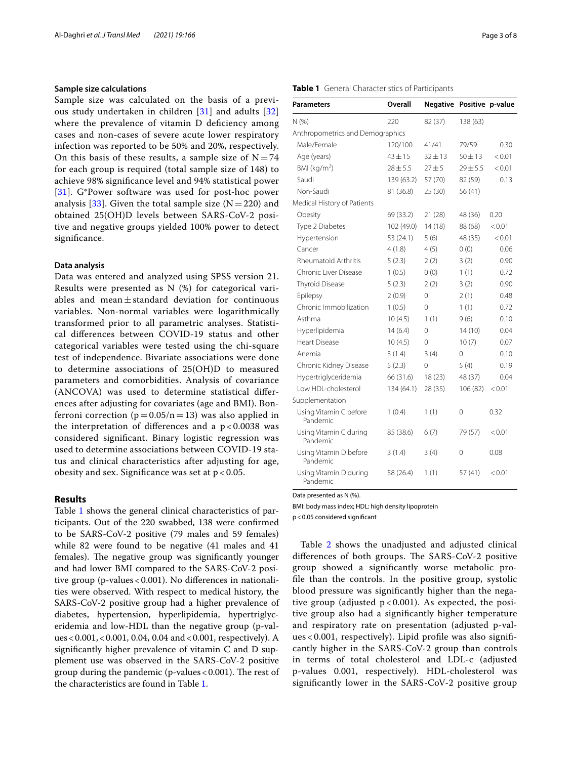### Sample size calculations

Sample size was calculated on the basis of a previous study undertaken in children [31] and adults [32] where the prevalence of vitamin D deficiency among cases and non-cases of severe acute lower respiratory infection was reported to be 50% and 20%, respectively. On this basis of these results, a sample size of $N = 74$ for each group is required (total sample size of 148) to achieve 98% significance level and 94% statistical power [31]. G*Power software was used for post-hoc power analysis [33]. Given the total sample size ($N = 220$) and obtained 25(OH)D levels between SARS-CoV-2 positive and negative groups yielded 100% power to detect significance.

### Data analysis

Data was entered and analyzed using SPSS version 21. Results were presented as N (%) for categorical variables and mean ± standard deviation for continuous variables. Non-normal variables were logarithmically transformed prior to all parametric analyses. Statistical differences between COVID-19 status and other categorical variables were tested using the chi-square test of independence. Bivariate associations were done to determine associations of 25(OH)D to measured parameters and comorbidities. Analysis of covariance (ANCOVA) was used to determine statistical differences after adjusting for covariates (age and BMI). Bonferroni correction ($p = 0.05/n = 13$) was also applied in the interpretation of differences and a $p < 0.0038$ was considered significant. Binary logistic regression was used to determine associations between COVID-19 status and clinical characteristics after adjusting for age, obesity and sex. Significance was set at $p < 0.05$.

## Results

Table 1 shows the general clinical characteristics of participants. Out of the 220 swabbed, 138 were confirmed to be SARS-CoV-2 positive (79 males and 59 females) while 82 were found to be negative (41 males and 41 females). The negative group was significantly younger and had lower BMI compared to the SARS-CoV-2 positive group (p-values < 0.001). No differences in nationalities were observed. With respect to medical history, the SARS-CoV-2 positive group had a higher prevalence of diabetes, hypertension, hyperlipidemia, hypertriglyceridemia and low-HDL than the negative group (p-values < 0.001, < 0.001, 0.04, 0.04 and < 0.001, respectively). A significantly higher prevalence of vitamin C and D supplement use was observed in the SARS-CoV-2 positive group during the pandemic (p-values < 0.001). The rest of the characteristics are found in Table 1.

**Table 1** General Characteristics of Participants

| Parameters | Overall | Negative | Positive | p-value |
|---|---|---|---|---|
| N (%) | 220 | 82 (37) | 138 (63) | |
| Anthropometrics and Demographics | | | | |
| Male/Female | 120/100 | 41/41 | 79/59 | 0.30 |
| Age (years) | 43 ± 15 | 32 ± 13 | 50 ± 13 | < 0.01 |
| BMI (kg/m$^2$) | 28 ± 5.5 | 27 ± 5 | 29 ± 5.5 | < 0.01 |
| Saudi | 139 (63.2) | 57 (70) | 82 (59) | 0.13 |
| Non-Saudi | 81 (36.8) | 25 (30) | 56 (41) | |
| Medical History of Patients | | | | |
| Obesity | 69 (33.2) | 21 (28) | 48 (36) | 0.20 |
| Type 2 Diabetes | 102 (49.0) | 14 (18) | 88 (68) | < 0.01 |
| Hypertension | 53 (24.1) | 5 (6) | 48 (35) | < 0.01 |
| Cancer | 4 (1.8) | 4 (5) | 0 (0) | 0.06 |
| Rheumatoid Arthritis | 5 (2.3) | 2 (2) | 3 (2) | 0.90 |
| Chronic Liver Disease | 1 (0.5) | 0 (0) | 1 (1) | 0.72 |
| Thyroid Disease | 5 (2.3) | 2 (2) | 3 (2) | 0.90 |
| Epilepsy | 2 (0.9) | 0 | 2 (1) | 0.48 |
| Chronic Immobilization | 1 (0.5) | 0 | 1 (1) | 0.72 |
| Asthma | 10 (4.5) | 1 (1) | 9 (6) | 0.10 |
| Hyperlipidemia | 14 (6.4) | 0 | 14 (10) | 0.04 |
| Heart Disease | 10 (4.5) | 0 | 10 (7) | 0.07 |
| Anemia | 3 (1.4) | 3 (4) | 0 | 0.10 |
| Chronic Kidney Disease | 5 (2.3) | 0 | 5 (4) | 0.19 |
| Hypertriglyceridemia | 66 (31.6) | 18 (23) | 48 (37) | 0.04 |
| Low HDL-cholesterol | 134 (64.1) | 28 (35) | 106 (82) | < 0.01 |
| Supplementation | | | | |
| Using Vitamin C before Pandemic | 1 (0.4) | 1 (1) | 0 | 0.32 |
| Using Vitamin C during Pandemic | 85 (38.6) | 6 (7) | 79 (57) | < 0.01 |
| Using Vitamin D before Pandemic | 3 (1.4) | 3 (4) | 0 | 0.08 |
| Using Vitamin D during Pandemic | 58 (26.4) | 1 (1) | 57 (41) | < 0.01 |

Data presented as N (%).

BMI: body mass index; HDL: high density lipoprotein

p < 0.05 considered significant

Table 2 shows the unadjusted and adjusted clinical differences of both groups. The SARS-CoV-2 positive group showed a significantly worse metabolic profile than the controls. In the positive group, systolic blood pressure was significantly higher than the negative group (adjusted $p < 0.001$). As expected, the positive group also had a significantly higher temperature and respiratory rate on presentation (adjusted p-values < 0.001, respectively). Lipid profile was also significantly higher in the SARS-CoV-2 group than controls in terms of total cholesterol and LDL-c (adjusted p-values 0.001, respectively). HDL-cholesterol was significantly lower in the SARS-CoV-2 positive group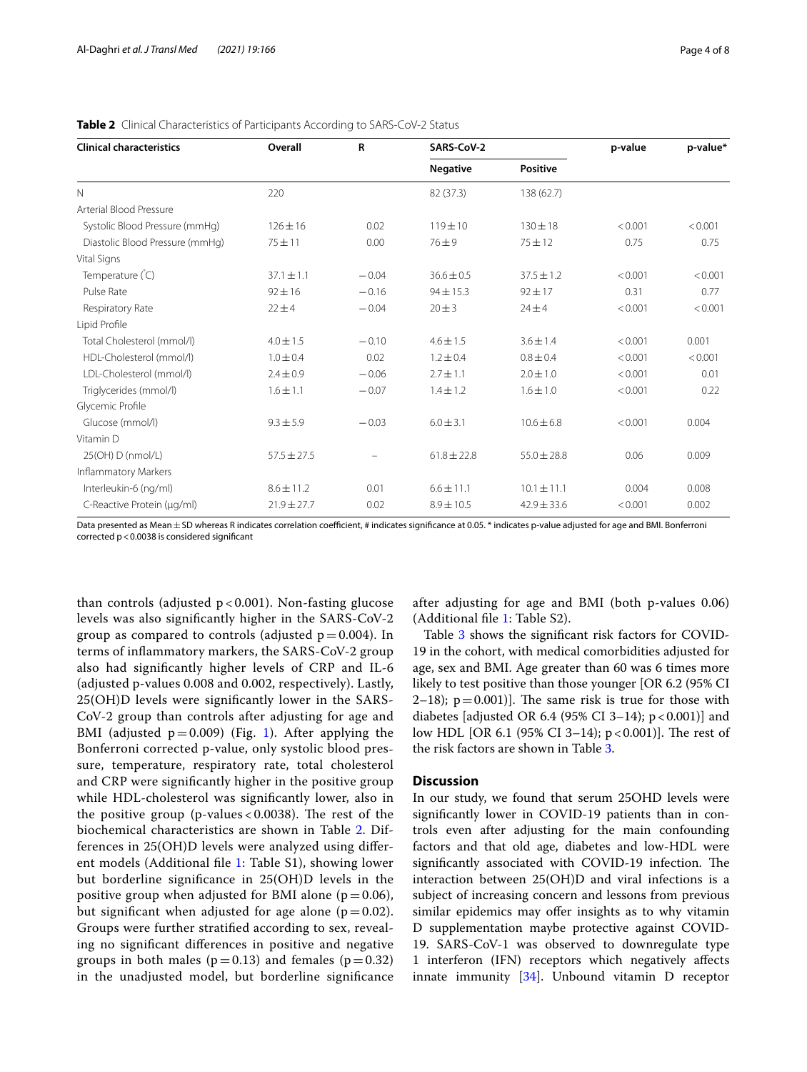**Table 2** Clinical Characteristics of Participants According to SARS-CoV-2 Status

| Clinical characteristics | Overall | R | SARS-CoV-2 | | p-value | p-value* |
|---|---|---|---|---|---|---|
| | | | Negative | Positive | | |
| N | 220 | | 82 (37.3) | 138 (62.7) | | |
| Arterial Blood Pressure | | | | | | |
| Systolic Blood Pressure (mmHg) | 126 ± 16 | 0.02 | 119 ± 10 | 130 ± 18 | < 0.001 | < 0.001 |
| Diastolic Blood Pressure (mmHg) | 75 ± 11 | 0.00 | 76 ± 9 | 75 ± 12 | 0.75 | 0.75 |
| Vital Signs | | | | | | |
| Temperature (°C) | 37.1 ± 1.1 | − 0.04 | 36.6 ± 0.5 | 37.5 ± 1.2 | < 0.001 | < 0.001 |
| Pulse Rate | 92 ± 16 | − 0.16 | 94 ± 15.3 | 92 ± 17 | 0.31 | 0.77 |
| Respiratory Rate | 22 ± 4 | − 0.04 | 20 ± 3 | 24 ± 4 | < 0.001 | < 0.001 |
| Lipid Profile | | | | | | |
| Total Cholesterol (mmol/l) | 4.0 ± 1.5 | − 0.10 | 4.6 ± 1.5 | 3.6 ± 1.4 | < 0.001 | 0.001 |
| HDL-Cholesterol (mmol/l) | 1.0 ± 0.4 | 0.02 | 1.2 ± 0.4 | 0.8 ± 0.4 | < 0.001 | < 0.001 |
| LDL-Cholesterol (mmol/l) | 2.4 ± 0.9 | − 0.06 | 2.7 ± 1.1 | 2.0 ± 1.0 | < 0.001 | 0.01 |
| Triglycerides (mmol/l) | 1.6 ± 1.1 | − 0.07 | 1.4 ± 1.2 | 1.6 ± 1.0 | < 0.001 | 0.22 |
| Glycemic Profile | | | | | | |
| Glucose (mmol/l) | 9.3 ± 5.9 | − 0.03 | 6.0 ± 3.1 | 10.6 ± 6.8 | < 0.001 | 0.004 |
| Vitamin D | | | | | | |
| 25(OH) D (nmol/L) | 57.5 ± 27.5 | – | 61.8 ± 22.8 | 55.0 ± 28.8 | 0.06 | 0.009 |
| Inflammatory Markers | | | | | | |
| Interleukin-6 (ng/ml) | 8.6 ± 11.2 | 0.01 | 6.6 ± 11.1 | 10.1 ± 11.1 | 0.004 | 0.008 |
| C-Reactive Protein (μg/ml) | 21.9 ± 27.7 | 0.02 | 8.9 ± 10.5 | 42.9 ± 33.6 | < 0.001 | 0.002 |

Data presented as Mean ± SD whereas R indicates correlation coefficient, # indicates significance at 0.05. * indicates p-value adjusted for age and BMI. Bonferroni corrected p < 0.0038 is considered significant

than controls (adjusted $p < 0.001$). Non-fasting glucose levels was also significantly higher in the SARS-CoV-2 group as compared to controls (adjusted $p = 0.004$). In terms of inflammatory markers, the SARS-CoV-2 group also had significantly higher levels of CRP and IL-6 (adjusted p-values 0.008 and 0.002, respectively). Lastly, 25(OH)D levels were significantly lower in the SARS-CoV-2 group than controls after adjusting for age and BMI (adjusted $p = 0.009$) (Fig. 1). After applying the Bonferroni corrected p-value, only systolic blood pressure, temperature, respiratory rate, total cholesterol and CRP were significantly higher in the positive group while HDL-cholesterol was significantly lower, also in the positive group (p-values < 0.0038). The rest of the biochemical characteristics are shown in Table 2. Differences in 25(OH)D levels were analyzed using different models (Additional file 1: Table S1), showing lower but borderline significance in 25(OH)D levels in the positive group when adjusted for BMI alone ($p = 0.06$), but significant when adjusted for age alone ($p = 0.02$). Groups were further stratified according to sex, revealing no significant differences in positive and negative groups in both males ($p = 0.13$) and females ($p = 0.32$) in the unadjusted model, but borderline significance after adjusting for age and BMI (both p-values 0.06) (Additional file 1: Table S2).

Table 3 shows the significant risk factors for COVID-19 in the cohort, with medical comorbidities adjusted for age, sex and BMI. Age greater than 60 was 6 times more likely to test positive than those younger [OR 6.2 (95% CI 2–18); $p = 0.001$)]. The same risk is true for those with diabetes [adjusted OR 6.4 (95% CI 3–14); $p < 0.001$)] and low HDL [OR 6.1 (95% CI 3–14); $p < 0.001$)]. The rest of the risk factors are shown in Table 3.

## Discussion

In our study, we found that serum 25OHD levels were significantly lower in COVID-19 patients than in controls even after adjusting for the main confounding factors and that old age, diabetes and low-HDL were significantly associated with COVID-19 infection. The interaction between 25(OH)D and viral infections is a subject of increasing concern and lessons from previous similar epidemics may offer insights as to why vitamin D supplementation maybe protective against COVID-19. SARS-CoV-1 was observed to downregulate type 1 interferon (IFN) receptors which negatively affects innate immunity [34]. Unbound vitamin D receptor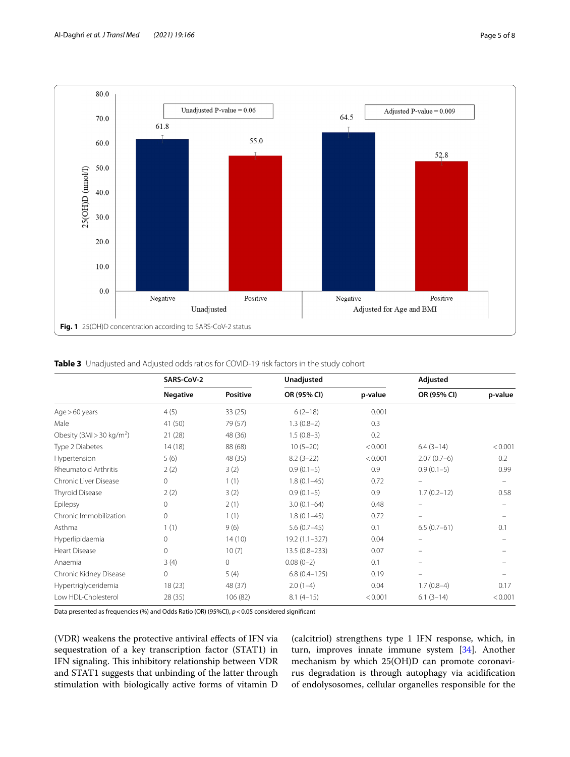**Fig. 1** 25(OH)D concentration according to SARS-CoV-2 status

**Table 3** Unadjusted and Adjusted odds ratios for COVID-19 risk factors in the study cohort

| | SARS-CoV-2 | | Unadjusted | | Adjusted | |
|---|---|---|---|---|---|---|
| | Negative | Positive | OR (95% CI) | p-value | OR (95% CI) | p-value |
| Age > 60 years | 4 (5) | 33 (25) | 6 (2–18) | 0.001 | | |
| Male | 41 (50) | 79 (57) | 1.3 (0.8–2) | 0.3 | | |
| Obesity (BMI > 30 kg/m$^2$) | 21 (28) | 48 (36) | 1.5 (0.8–3) | 0.2 | | |
| Type 2 Diabetes | 14 (18) | 88 (68) | 10 (5–20) | < 0.001 | 6.4 (3–14) | < 0.001 |
| Hypertension | 5 (6) | 48 (35) | 8.2 (3–22) | < 0.001 | 2.07 (0.7–6) | 0.2 |
| Rheumatoid Arthritis | 2 (2) | 3 (2) | 0.9 (0.1–5) | 0.9 | 0.9 (0.1–5) | 0.99 |
| Chronic Liver Disease | 0 | 1 (1) | 1.8 (0.1–45) | 0.72 | – | – |
| Thyroid Disease | 2 (2) | 3 (2) | 0.9 (0.1–5) | 0.9 | 1.7 (0.2–12) | 0.58 |
| Epilepsy | 0 | 2 (1) | 3.0 (0.1–64) | 0.48 | – | – |
| Chronic Immobilization | 0 | 1 (1) | 1.8 (0.1–45) | 0.72 | – | – |
| Asthma | 1 (1) | 9 (6) | 5.6 (0.7–45) | 0.1 | 6.5 (0.7–61) | 0.1 |
| Hyperlipidaemia | 0 | 14 (10) | 19.2 (1.1–327) | 0.04 | – | – |
| Heart Disease | 0 | 10 (7) | 13.5 (0.8–233) | 0.07 | – | – |
| Anaemia | 3 (4) | 0 | 0.08 (0–2) | 0.1 | – | – |
| Chronic Kidney Disease | 0 | 5 (4) | 6.8 (0.4–125) | 0.19 | – | – |
| Hypertriglyceridemia | 18 (23) | 48 (37) | 2.0 (1–4) | 0.04 | 1.7 (0.8–4) | 0.17 |
| Low HDL-Cholesterol | 28 (35) | 106 (82) | 8.1 (4–15) | < 0.001 | 6.1 (3–14) | < 0.001 |

Data presented as frequencies (%) and Odds Ratio (OR) (95%CI), $p < 0.05$ considered significant

(VDR) weakens the protective antiviral effects of IFN via sequestration of a key transcription factor (STAT1) in IFN signaling. This inhibitory relationship between VDR and STAT1 suggests that unbinding of the latter through stimulation with biologically active forms of vitamin D (calcitriol) strengthens type 1 IFN response, which, in turn, improves innate immune system [34]. Another mechanism by which 25(OH)D can promote coronavirus degradation is through autophagy via acidification of endolysosomes, cellular organelles responsible for the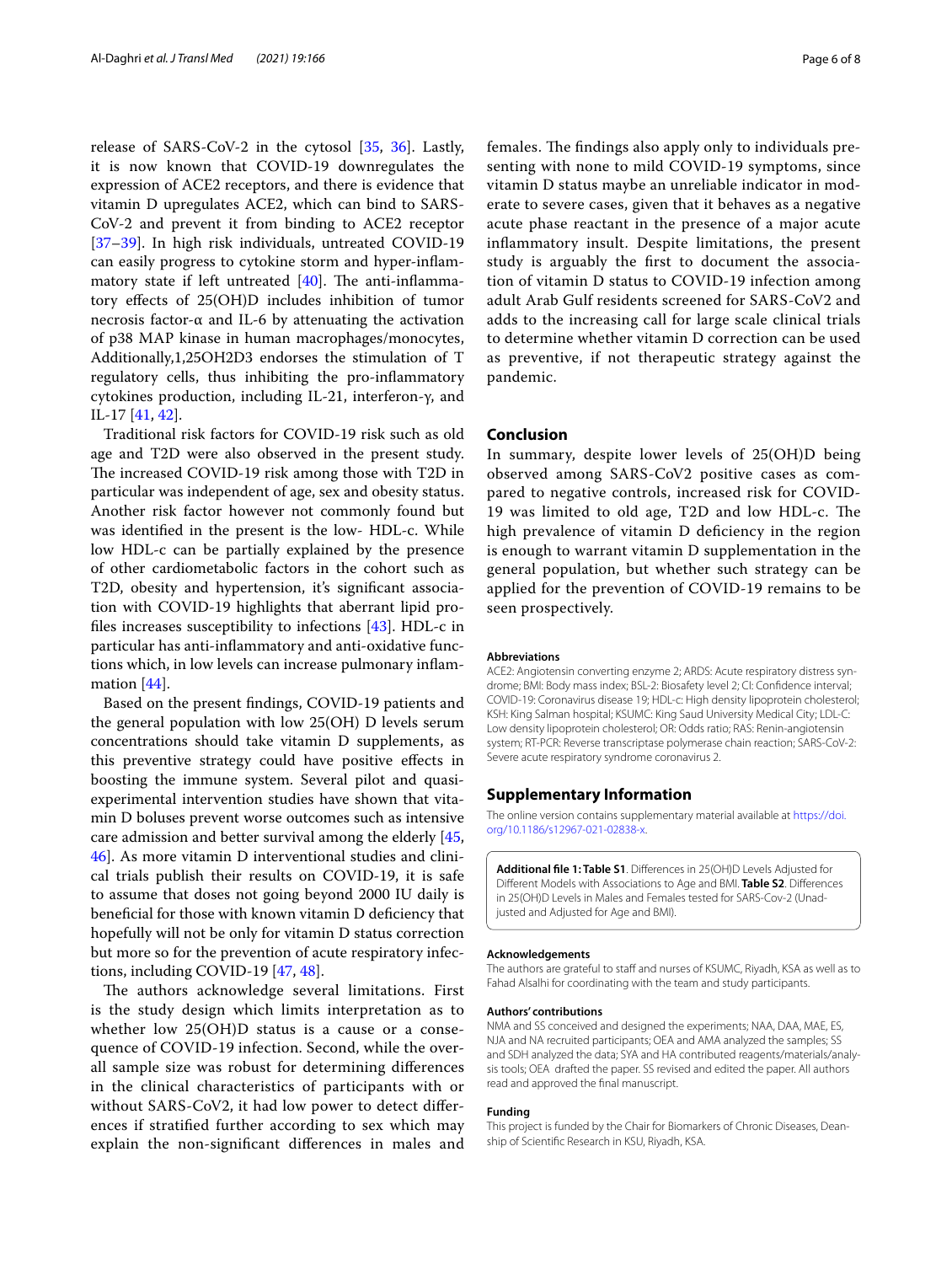release of SARS-CoV-2 in the cytosol [35, 36]. Lastly, it is now known that COVID-19 downregulates the expression of ACE2 receptors, and there is evidence that vitamin D upregulates ACE2, which can bind to SARS-CoV-2 and prevent it from binding to ACE2 receptor [37–39]. In high risk individuals, untreated COVID-19 can easily progress to cytokine storm and hyper-inflammatory state if left untreated [40]. The anti-inflammatory effects of 25(OH)D includes inhibition of tumor necrosis factor-α and IL-6 by attenuating the activation of p38 MAP kinase in human macrophages/monocytes, Additionally,1,25OH2D3 endorses the stimulation of T regulatory cells, thus inhibiting the pro-inflammatory cytokines production, including IL-21, interferon-γ, and IL-17 [41, 42].

Traditional risk factors for COVID-19 risk such as old age and T2D were also observed in the present study. The increased COVID-19 risk among those with T2D in particular was independent of age, sex and obesity status. Another risk factor however not commonly found but was identified in the present is the low- HDL-c. While low HDL-c can be partially explained by the presence of other cardiometabolic factors in the cohort such as T2D, obesity and hypertension, it's significant association with COVID-19 highlights that aberrant lipid profiles increases susceptibility to infections [43]. HDL-c in particular has anti-inflammatory and anti-oxidative functions which, in low levels can increase pulmonary inflammation [44].

Based on the present findings, COVID-19 patients and the general population with low 25(OH) D levels serum concentrations should take vitamin D supplements, as this preventive strategy could have positive effects in boosting the immune system. Several pilot and quasi-experimental intervention studies have shown that vitamin D boluses prevent worse outcomes such as intensive care admission and better survival among the elderly [45, 46]. As more vitamin D interventional studies and clinical trials publish their results on COVID-19, it is safe to assume that doses not going beyond 2000 IU daily is beneficial for those with known vitamin D deficiency that hopefully will not be only for vitamin D status correction but more so for the prevention of acute respiratory infections, including COVID-19 [47, 48].

The authors acknowledge several limitations. First is the study design which limits interpretation as to whether low 25(OH)D status is a cause or a consequence of COVID-19 infection. Second, while the overall sample size was robust for determining differences in the clinical characteristics of participants with or without SARS-CoV2, it had low power to detect differences if stratified further according to sex which may explain the non-significant differences in males and females. The findings also apply only to individuals presenting with none to mild COVID-19 symptoms, since vitamin D status maybe an unreliable indicator in moderate to severe cases, given that it behaves as a negative acute phase reactant in the presence of a major acute inflammatory insult. Despite limitations, the present study is arguably the first to document the association of vitamin D status to COVID-19 infection among adult Arab Gulf residents screened for SARS-CoV2 and adds to the increasing call for large scale clinical trials to determine whether vitamin D correction can be used as preventive, if not therapeutic strategy against the pandemic.

## Conclusion

In summary, despite lower levels of 25(OH)D being observed among SARS-CoV2 positive cases as compared to negative controls, increased risk for COVID-19 was limited to old age, T2D and low HDL-c. The high prevalence of vitamin D deficiency in the region is enough to warrant vitamin D supplementation in the general population, but whether such strategy can be applied for the prevention of COVID-19 remains to be seen prospectively.

#### Abbreviations

ACE2: Angiotensin converting enzyme 2; ARDS: Acute respiratory distress syndrome; BMI: Body mass index; BSL-2: Biosafety level 2; CI: Confidence interval; COVID-19: Coronavirus disease 19; HDL-c: High density lipoprotein cholesterol; KSH: King Salman hospital; KSUMC: King Saud University Medical City; LDL-C: Low density lipoprotein cholesterol; OR: Odds ratio; RAS: Renin-angiotensin system; RT-PCR: Reverse transcriptase polymerase chain reaction; SARS-CoV-2: Severe acute respiratory syndrome coronavirus 2.

## Supplementary Information

The online version contains supplementary material available at https://doi.org/10.1186/s12967-021-02838-x.

**Additional file 1: Table S1**. Differences in 25(OH)D Levels Adjusted for Different Models with Associations to Age and BMI. **Table S2**. Differences in 25(OH)D Levels in Males and Females tested for SARS-Cov-2 (Unadjusted and Adjusted for Age and BMI).

#### Acknowledgements

The authors are grateful to staff and nurses of KSUMC, Riyadh, KSA as well as to Fahad Alsalhi for coordinating with the team and study participants.

#### Authors' contributions

NMA and SS conceived and designed the experiments; NAA, DAA, MAE, ES, NJA and NA recruited participants; OEA and AMA analyzed the samples; SS and SDH analyzed the data; SYA and HA contributed reagents/materials/analysis tools; OEA drafted the paper. SS revised and edited the paper. All authors read and approved the final manuscript.

#### Funding

This project is funded by the Chair for Biomarkers of Chronic Diseases, Deanship of Scientific Research in KSU, Riyadh, KSA.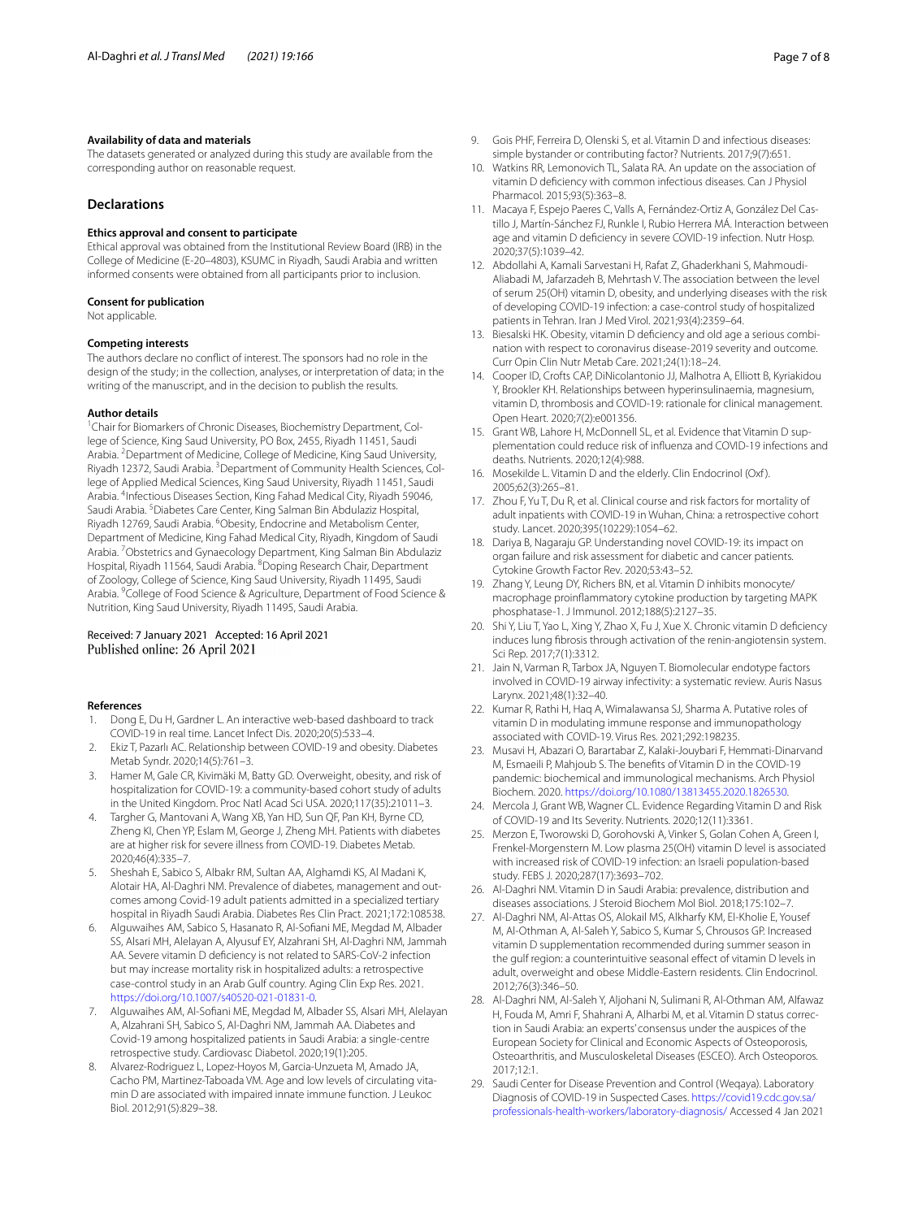#### Availability of data and materials

The datasets generated or analyzed during this study are available from the corresponding author on reasonable request.

## Declarations

#### Ethics approval and consent to participate

Ethical approval was obtained from the Institutional Review Board (IRB) in the College of Medicine (E-20–4803), KSUMC in Riyadh, Saudi Arabia and written informed consents were obtained from all participants prior to inclusion.

#### Consent for publication

Not applicable.

#### Competing interests

The authors declare no conflict of interest. The sponsors had no role in the design of the study; in the collection, analyses, or interpretation of data; in the writing of the manuscript, and in the decision to publish the results.

#### Author details

[1]Chair for Biomarkers of Chronic Diseases, Biochemistry Department, College of Science, King Saud University, PO Box, 2455, Riyadh 11451, Saudi Arabia. [2]Department of Medicine, College of Medicine, King Saud University, Riyadh 12372, Saudi Arabia. [3]Department of Community Health Sciences, College of Applied Medical Sciences, King Saud University, Riyadh 11451, Saudi Arabia. [4]Infectious Diseases Section, King Fahad Medical City, Riyadh 59046, Saudi Arabia. [5]Diabetes Care Center, King Salman Bin Abdulaziz Hospital, Riyadh 12769, Saudi Arabia. [6]Obesity, Endocrine and Metabolism Center, Department of Medicine, King Fahad Medical City, Riyadh, Kingdom of Saudi Arabia. [7]Obstetrics and Gynaecology Department, King Salman Bin Abdulaziz Hospital, Riyadh 11564, Saudi Arabia. [8]Doping Research Chair, Department of Zoology, College of Science, King Saud University, Riyadh 11495, Saudi Arabia. [9]College of Food Science & Agriculture, Department of Food Science & Nutrition, King Saud University, Riyadh 11495, Saudi Arabia.

Received: 7 January 2021 Accepted: 16 April 2021
Published online: 26 April 2021

#### References

1. Dong E, Du H, Gardner L. An interactive web-based dashboard to track COVID-19 in real time. Lancet Infect Dis. 2020;20(5):533–4.
2. Ekiz T, Pazarlı AC. Relationship between COVID-19 and obesity. Diabetes Metab Syndr. 2020;14(5):761–3.
3. Hamer M, Gale CR, Kivimäki M, Batty GD. Overweight, obesity, and risk of hospitalization for COVID-19: a community-based cohort study of adults in the United Kingdom. Proc Natl Acad Sci USA. 2020;117(35):21011–3.
4. Targher G, Mantovani A, Wang XB, Yan HD, Sun QF, Pan KH, Byrne CD, Zheng KI, Chen YP, Eslam M, George J, Zheng MH. Patients with diabetes are at higher risk for severe illness from COVID-19. Diabetes Metab. 2020;46(4):335–7.
5. Sheshah E, Sabico S, Albakr RM, Sultan AA, Alghamdi KS, Al Madani K, Alotair HA, Al-Daghri NM. Prevalence of diabetes, management and outcomes among Covid-19 adult patients admitted in a specialized tertiary hospital in Riyadh Saudi Arabia. Diabetes Res Clin Pract. 2021;172:108538.
6. Alguwaihes AM, Sabico S, Hasanato R, Al-Sofiani ME, Megdad M, Albader SS, Alsari MH, Alelayan A, Alyusuf EY, Alzahrani SH, Al-Daghri NM, Jammah AA. Severe vitamin D deficiency is not related to SARS-CoV-2 infection but may increase mortality risk in hospitalized adults: a retrospective case-control study in an Arab Gulf country. Aging Clin Exp Res. 2021. https://doi.org/10.1007/s40520-021-01831-0.
7. Alguwaihes AM, Al-Sofiani ME, Megdad M, Albader SS, Alsari MH, Alelayan A, Alzahrani SH, Sabico S, Al-Daghri NM, Jammah AA. Diabetes and Covid-19 among hospitalized patients in Saudi Arabia: a single-centre retrospective study. Cardiovasc Diabetol. 2020;19(1):205.
8. Alvarez-Rodriguez L, Lopez-Hoyos M, Garcia-Unzueta M, Amado JA, Cacho PM, Martinez-Taboada VM. Age and low levels of circulating vitamin D are associated with impaired innate immune function. J Leukoc Biol. 2012;91(5):829–38.
9. Gois PHF, Ferreira D, Olenski S, et al. Vitamin D and infectious diseases: simple bystander or contributing factor? Nutrients. 2017;9(7):651.
10. Watkins RR, Lemonovich TL, Salata RA. An update on the association of vitamin D deficiency with common infectious diseases. Can J Physiol Pharmacol. 2015;93(5):363–8.
11. Macaya F, Espejo Paeres C, Valls A, Fernández-Ortiz A, González Del Castillo J, Martín-Sánchez FJ, Runkle I, Rubio Herrera MÁ. Interaction between age and vitamin D deficiency in severe COVID-19 infection. Nutr Hosp. 2020;37(5):1039–42.
12. Abdollahi A, Kamali Sarvestani H, Rafat Z, Ghaderkhani S, Mahmoudi-Aliabadi M, Jafarzadeh B, Mehrtash V. The association between the level of serum 25(OH) vitamin D, obesity, and underlying diseases with the risk of developing COVID-19 infection: a case-control study of hospitalized patients in Tehran. Iran J Med Virol. 2021;93(4):2359–64.
13. Biesalski HK. Obesity, vitamin D deficiency and old age a serious combination with respect to coronavirus disease-2019 severity and outcome. Curr Opin Clin Nutr Metab Care. 2021;24(1):18–24.
14. Cooper ID, Crofts CAP, DiNicolantonio JJ, Malhotra A, Elliott B, Kyriakidou Y, Brookler KH. Relationships between hyperinsulinaemia, magnesium, vitamin D, thrombosis and COVID-19: rationale for clinical management. Open Heart. 2020;7(2):e001356.
15. Grant WB, Lahore H, McDonnell SL, et al. Evidence that Vitamin D supplementation could reduce risk of influenza and COVID-19 infections and deaths. Nutrients. 2020;12(4):988.
16. Mosekilde L. Vitamin D and the elderly. Clin Endocrinol (Oxf). 2005;62(3):265–81.
17. Zhou F, Yu T, Du R, et al. Clinical course and risk factors for mortality of adult inpatients with COVID-19 in Wuhan, China: a retrospective cohort study. Lancet. 2020;395(10229):1054–62.
18. Dariya B, Nagaraju GP. Understanding novel COVID-19: its impact on organ failure and risk assessment for diabetic and cancer patients. Cytokine Growth Factor Rev. 2020;53:43–52.
19. Zhang Y, Leung DY, Richers BN, et al. Vitamin D inhibits monocyte/macrophage proinflammatory cytokine production by targeting MAPK phosphatase-1. J Immunol. 2012;188(5):2127–35.
20. Shi Y, Liu T, Yao L, Xing Y, Zhao X, Fu J, Xue X. Chronic vitamin D deficiency induces lung fibrosis through activation of the renin-angiotensin system. Sci Rep. 2017;7(1):3312.
21. Jain N, Varman R, Tarbox JA, Nguyen T. Biomolecular endotype factors involved in COVID-19 airway infectivity: a systematic review. Auris Nasus Larynx. 2021;48(1):32–40.
22. Kumar R, Rathi H, Haq A, Wimalawansa SJ, Sharma A. Putative roles of vitamin D in modulating immune response and immunopathology associated with COVID-19. Virus Res. 2021;292:198235.
23. Musavi H, Abazari O, Barartabar Z, Kalaki-Jouybari F, Hemmati-Dinarvand M, Esmaeili P, Mahjoub S. The benefits of Vitamin D in the COVID-19 pandemic: biochemical and immunological mechanisms. Arch Physiol Biochem. 2020. https://doi.org/10.1080/13813455.2020.1826530.
24. Mercola J, Grant WB, Wagner CL. Evidence Regarding Vitamin D and Risk of COVID-19 and Its Severity. Nutrients. 2020;12(11):3361.
25. Merzon E, Tworowski D, Gorohovski A, Vinker S, Golan Cohen A, Green I, Frenkel-Morgenstern M. Low plasma 25(OH) vitamin D level is associated with increased risk of COVID-19 infection: an Israeli population-based study. FEBS J. 2020;287(17):3693–702.
26. Al-Daghri NM. Vitamin D in Saudi Arabia: prevalence, distribution and diseases associations. J Steroid Biochem Mol Biol. 2018;175:102–7.
27. Al-Daghri NM, Al-Attas OS, Alokail MS, Alkharfy KM, El-Kholie E, Yousef M, Al-Othman A, Al-Saleh Y, Sabico S, Kumar S, Chrousos GP. Increased vitamin D supplementation recommended during summer season in the gulf region: a counterintuitive seasonal effect of vitamin D levels in adult, overweight and obese Middle-Eastern residents. Clin Endocrinol. 2012;76(3):346–50.
28. Al-Daghri NM, Al-Saleh Y, Aljohani N, Sulimani R, Al-Othman AM, Alfawaz H, Fouda M, Amri F, Shahrani A, Alharbi M, et al. Vitamin D status correction in Saudi Arabia: an experts' consensus under the auspices of the European Society for Clinical and Economic Aspects of Osteoporosis, Osteoarthritis, and Musculoskeletal Diseases (ESCEO). Arch Osteoporos. 2017;12:1.
29. Saudi Center for Disease Prevention and Control (Weqaya). Laboratory Diagnosis of COVID-19 in Suspected Cases. https://covid19.cdc.gov.sa/professionals-health-workers/laboratory-diagnosis/ Accessed 4 Jan 2021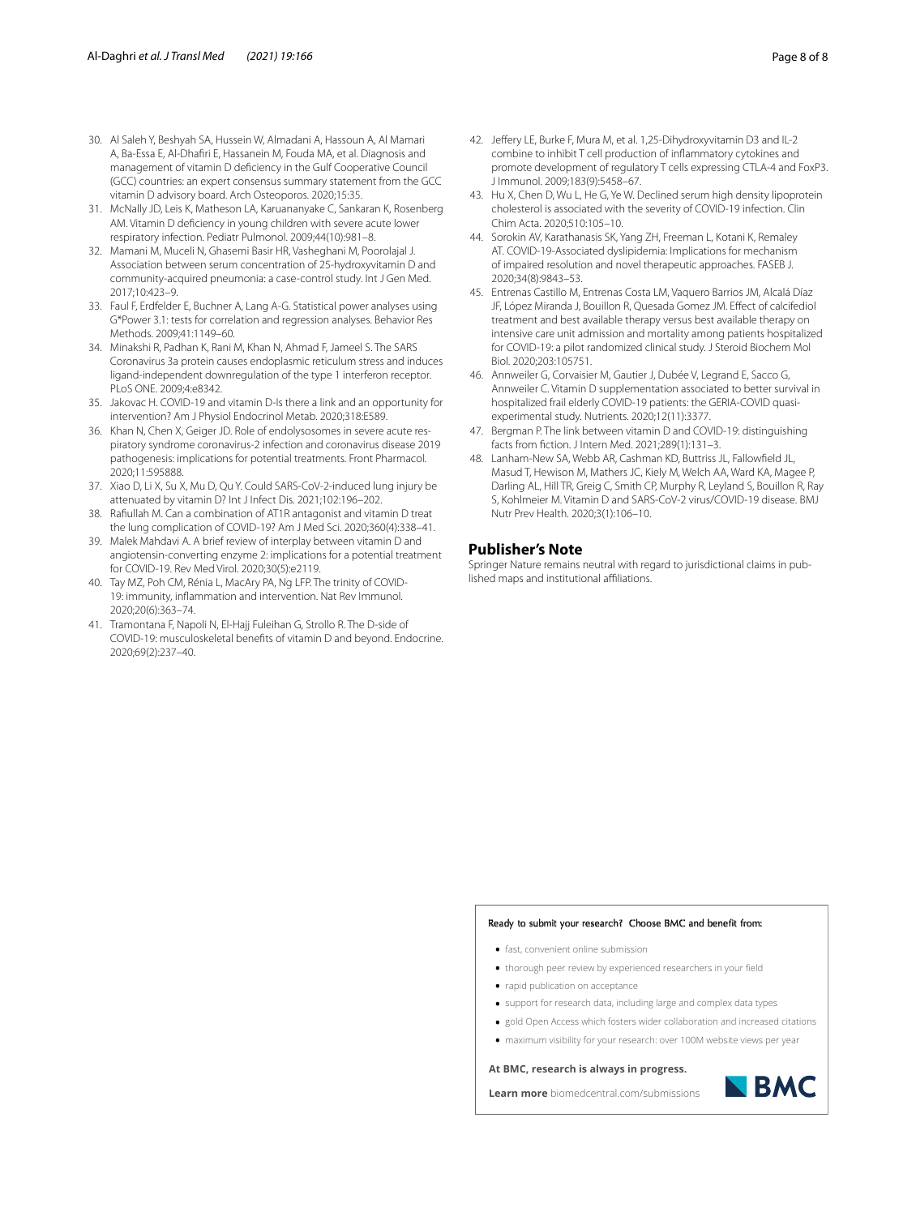30. Al Saleh Y, Beshyah SA, Hussein W, Almadani A, Hassoun A, Al Mamari A, Ba-Essa E, Al-Dhafiri E, Hassanein M, Fouda MA, et al. Diagnosis and management of vitamin D deficiency in the Gulf Cooperative Council (GCC) countries: an expert consensus summary statement from the GCC vitamin D advisory board. Arch Osteoporos. 2020;15:35.
31. McNally JD, Leis K, Matheson LA, Karuananyake C, Sankaran K, Rosenberg AM. Vitamin D deficiency in young children with severe acute lower respiratory infection. Pediatr Pulmonol. 2009;44(10):981–8.
32. Mamani M, Muceli N, Ghasemi Basir HR, Vasheghani M, Poorolajal J. Association between serum concentration of 25-hydroxyvitamin D and community-acquired pneumonia: a case-control study. Int J Gen Med. 2017;10:423–9.
33. Faul F, Erdfelder E, Buchner A, Lang A-G. Statistical power analyses using G*Power 3.1: tests for correlation and regression analyses. Behavior Res Methods. 2009;41:1149–60.
34. Minakshi R, Padhan K, Rani M, Khan N, Ahmad F, Jameel S. The SARS Coronavirus 3a protein causes endoplasmic reticulum stress and induces ligand-independent downregulation of the type 1 interferon receptor. PLoS ONE. 2009;4:e8342.
35. Jakovac H. COVID-19 and vitamin D-Is there a link and an opportunity for intervention? Am J Physiol Endocrinol Metab. 2020;318:E589.
36. Khan N, Chen X, Geiger JD. Role of endolysosomes in severe acute respiratory syndrome coronavirus-2 infection and coronavirus disease 2019 pathogenesis: implications for potential treatments. Front Pharmacol. 2020;11:595888.
37. Xiao D, Li X, Su X, Mu D, Qu Y. Could SARS-CoV-2-induced lung injury be attenuated by vitamin D? Int J Infect Dis. 2021;102:196–202.
38. Rafiullah M. Can a combination of AT1R antagonist and vitamin D treat the lung complication of COVID-19? Am J Med Sci. 2020;360(4):338–41.
39. Malek Mahdavi A. A brief review of interplay between vitamin D and angiotensin-converting enzyme 2: implications for a potential treatment for COVID-19. Rev Med Virol. 2020;30(5):e2119.
40. Tay MZ, Poh CM, Rénia L, MacAry PA, Ng LFP. The trinity of COVID-19: immunity, inflammation and intervention. Nat Rev Immunol. 2020;20(6):363–74.
41. Tramontana F, Napoli N, El-Hajj Fuleihan G, Strollo R. The D-side of COVID-19: musculoskeletal benefits of vitamin D and beyond. Endocrine. 2020;69(2):237–40.
42. Jeffery LE, Burke F, Mura M, et al. 1,25-Dihydroxyvitamin D3 and IL-2 combine to inhibit T cell production of inflammatory cytokines and promote development of regulatory T cells expressing CTLA-4 and FoxP3. J Immunol. 2009;183(9):5458–67.
43. Hu X, Chen D, Wu L, He G, Ye W. Declined serum high density lipoprotein cholesterol is associated with the severity of COVID-19 infection. Clin Chim Acta. 2020;510:105–10.
44. Sorokin AV, Karathanasis SK, Yang ZH, Freeman L, Kotani K, Remaley AT. COVID-19-Associated dyslipidemia: Implications for mechanism of impaired resolution and novel therapeutic approaches. FASEB J. 2020;34(8):9843–53.
45. Entrenas Castillo M, Entrenas Costa LM, Vaquero Barrios JM, Alcalá Díaz JF, López Miranda J, Bouillon R, Quesada Gomez JM. Effect of calcifediol treatment and best available therapy versus best available therapy on intensive care unit admission and mortality among patients hospitalized for COVID-19: a pilot randomized clinical study. J Steroid Biochem Mol Biol. 2020;203:105751.
46. Annweiler G, Corvaisier M, Gautier J, Dubée V, Legrand E, Sacco G, Annweiler C. Vitamin D supplementation associated to better survival in hospitalized frail elderly COVID-19 patients: the GERIA-COVID quasi-experimental study. Nutrients. 2020;12(11):3377.
47. Bergman P. The link between vitamin D and COVID-19: distinguishing facts from fiction. J Intern Med. 2021;289(1):131–3.
48. Lanham-New SA, Webb AR, Cashman KD, Buttriss JL, Fallowfield JL, Masud T, Hewison M, Mathers JC, Kiely M, Welch AA, Ward KA, Magee P, Darling AL, Hill TR, Greig C, Smith CP, Murphy R, Leyland S, Bouillon R, Ray S, Kohlmeier M. Vitamin D and SARS-CoV-2 virus/COVID-19 disease. BMJ Nutr Prev Health. 2020;3(1):106–10.

## Publisher's Note

Springer Nature remains neutral with regard to jurisdictional claims in published maps and institutional affiliations.

Ready to submit your research? Choose BMC and benefit from:

- fast, convenient online submission
- thorough peer review by experienced researchers in your field
- rapid publication on acceptance
- support for research data, including large and complex data types
- gold Open Access which fosters wider collaboration and increased citations
- maximum visibility for your research: over 100M website views per year

**At BMC, research is always in progress.**

**Learn more** biomedcentral.com/submissions

BMC